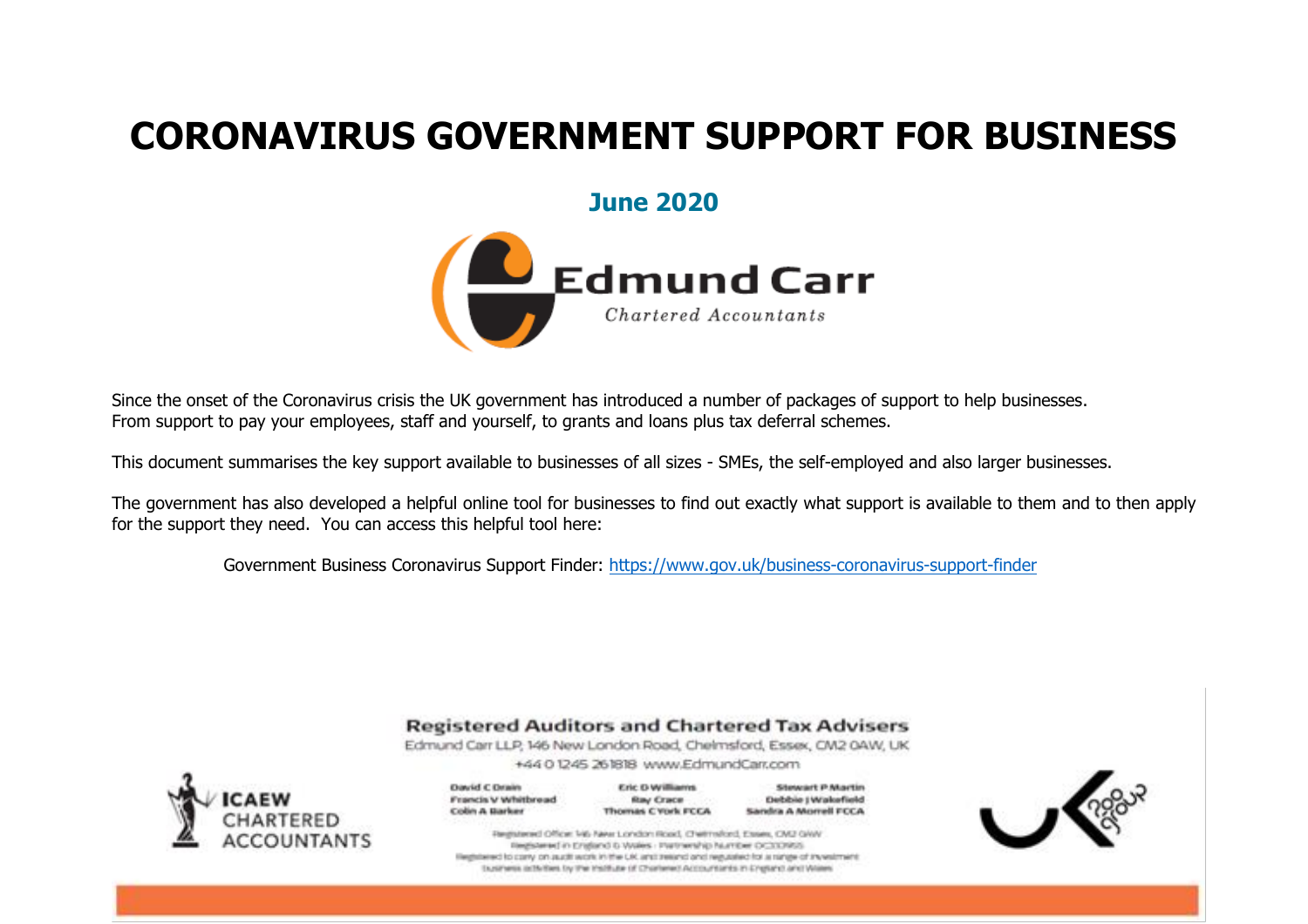# CORONAVIRUS GOVERNMENT SUPPORT FOR BUSINESS

## June 2020

Edmund Carr

*Chartered Accountants*

Since the onset of the Coronavirus crisis the UK government has introduced a number of packages of support to help businesses. From support to pay your employees, staff and yourself, to grants and loans plus tax deferral schemes.

This document summarises the key support available to businesses of all sizes - SMEs, the self-employed and also larger businesses.

The government has also developed a helpful online tool for businesses to find out exactly what support is available to them and to then apply for the support they need. You can access this helpful tool here:

Government Business Coronavirus Support Finder: https://www.gov.uk/business-coronavirus-support-finder

**Registered Auditors and Chartered Tax Advisers**

Edmund Carr LLP, 146 New London Road, Chelmsford, Essex, CM2 0AW, UK

+44 0 1245 261818 www.EdmundCarr.com

| | | |
|---|---|---|
| David C Drain | Eric D Williams | Stewart P Martin |
| Francis V Whitbread | Ray Crace | Debbie J Wakefield |
| Colin A Barker | Thomas C York FCCA | Sandra A Morrell FCCA |

Registered Office: 146 New London Road, Chelmsford, Essex, CM2 0AW
Registered in England & Wales · Partnership Number OC300955
Registered to carry on audit work in the UK and Ireland and regulated for a range of investment business activities by the Institute of Chartered Accountants in England and Wales

ICAEW CHARTERED ACCOUNTANTS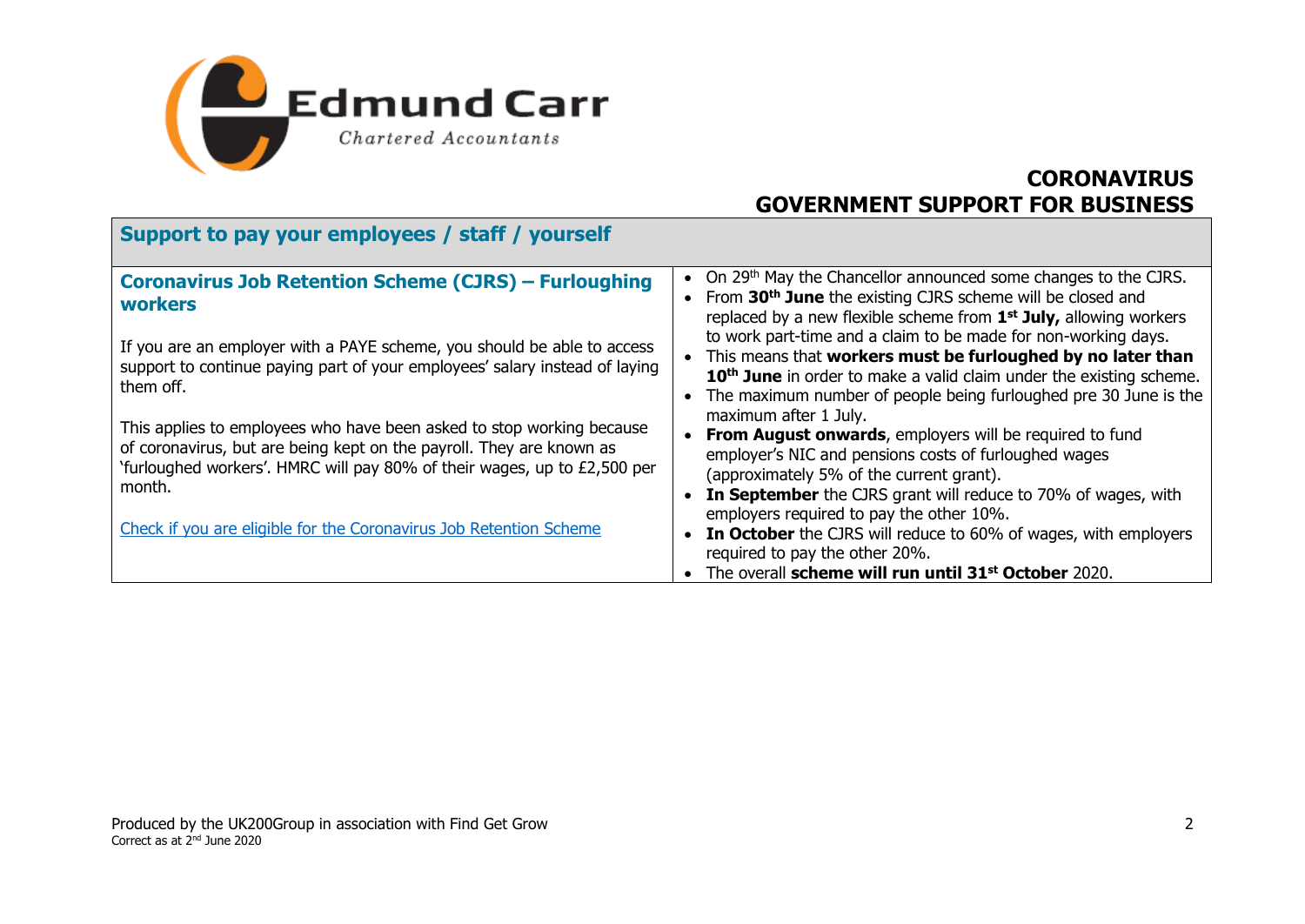# CORONAVIRUS GOVERNMENT SUPPORT FOR BUSINESS

## Support to pay your employees / staff / yourself

### Coronavirus Job Retention Scheme (CJRS) – Furloughing workers

If you are an employer with a PAYE scheme, you should be able to access support to continue paying part of your employees' salary instead of laying them off.

This applies to employees who have been asked to stop working because of coronavirus, but are being kept on the payroll. They are known as 'furloughed workers'. HMRC will pay 80% of their wages, up to £2,500 per month.

Check if you are eligible for the Coronavirus Job Retention Scheme

- On 29th May the Chancellor announced some changes to the CJRS.
- From **30th June** the existing CJRS scheme will be closed and replaced by a new flexible scheme from **1st July,** allowing workers to work part-time and a claim to be made for non-working days.
- This means that **workers must be furloughed by no later than 10th June** in order to make a valid claim under the existing scheme.
- The maximum number of people being furloughed pre 30 June is the maximum after 1 July.
- **From August onwards**, employers will be required to fund employer's NIC and pensions costs of furloughed wages (approximately 5% of the current grant).
- **In September** the CJRS grant will reduce to 70% of wages, with employers required to pay the other 10%.
- **In October** the CJRS will reduce to 60% of wages, with employers required to pay the other 20%.
- The overall **scheme will run until 31st October** 2020.

Produced by the UK200Group in association with Find Get Grow
Correct as at 2nd June 2020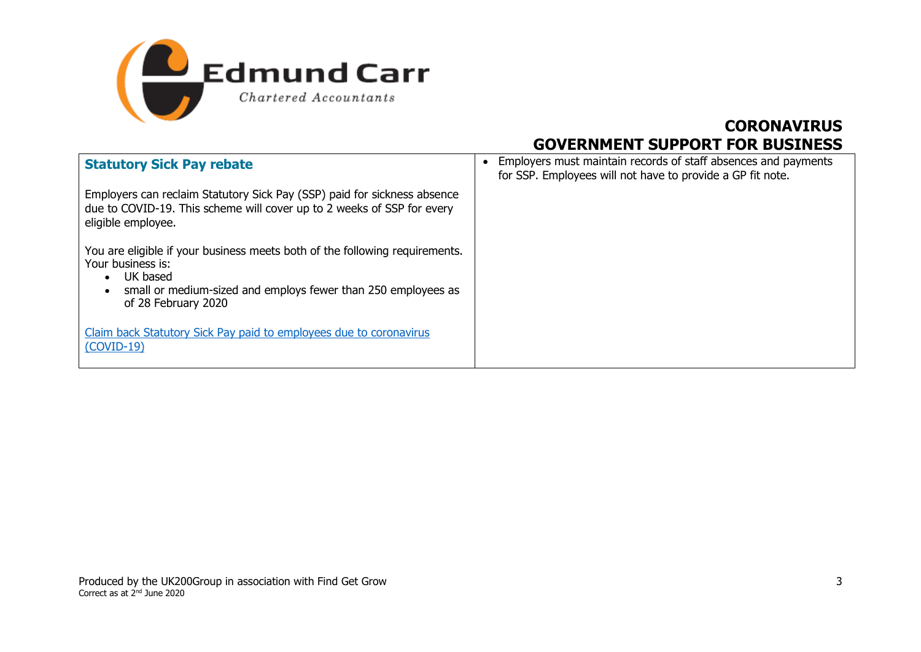## Statistical Sick Pay rebate

Employers can reclaim Statutory Sick Pay (SSP) paid for sickness absence due to COVID-19. This scheme will cover up to 2 weeks of SSP for every eligible employee.

You are eligible if your business meets both of the following requirements. Your business is:

- UK based
- small or medium-sized and employs fewer than 250 employees as of 28 February 2020

[Claim back Statutory Sick Pay paid to employees due to coronavirus (COVID-19)]

- Employers must maintain records of staff absences and payments for SSP. Employees will not have to provide a GP fit note.

## Statutory Sick Pay rebate

Employers can reclaim Statutory Sick Pay (SSP) paid for sickness absence due to COVID-19. This scheme will cover up to 2 weeks of SSP for every eligible employee.

You are eligible if your business meets both of the following requirements. Your business is:

- UK based
- small or medium-sized and employs fewer than 250 employees as of 28 February 2020

Claim back Statutory Sick Pay paid to employees due to coronavirus (COVID-19)

- Employers must maintain records of staff absences and payments for SSP. Employees will not have to provide a GP fit note.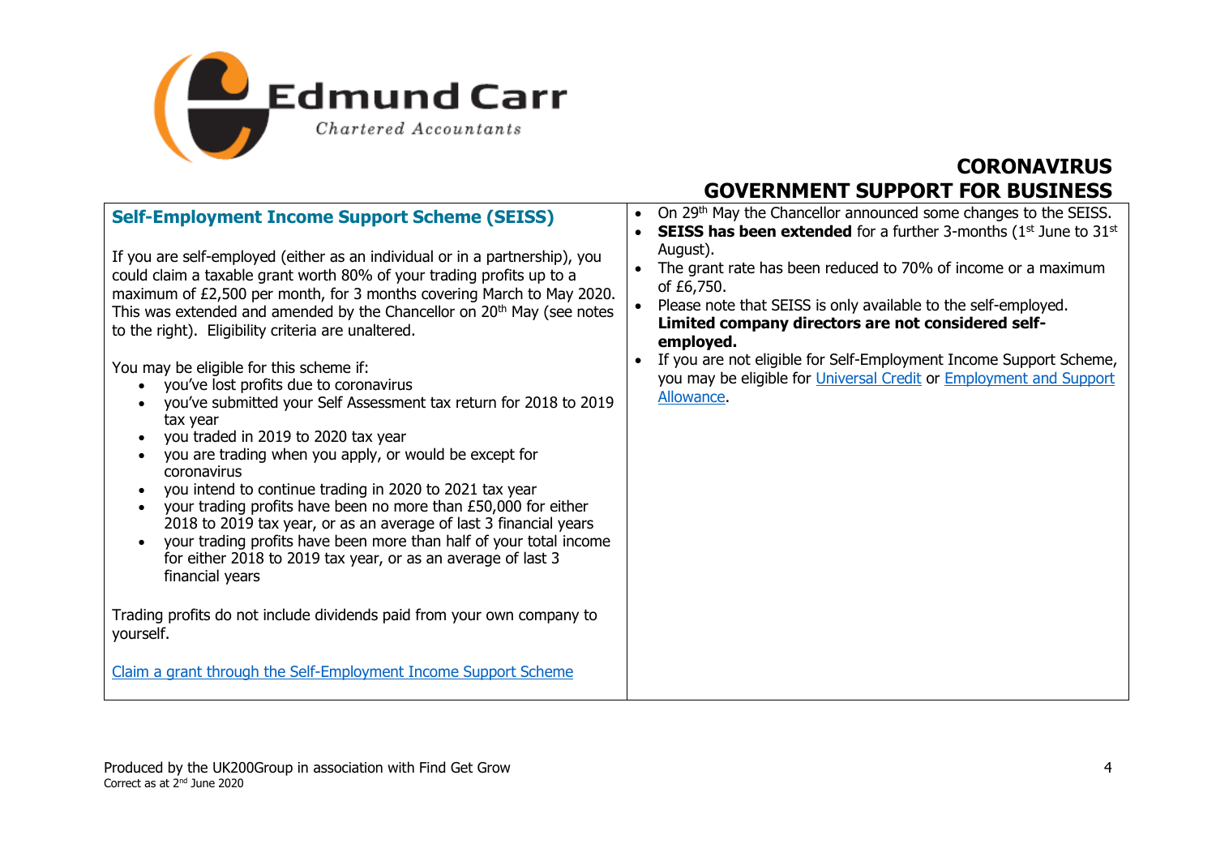# CORONAVIRUS GOVERNMENT SUPPORT FOR BUSINESS

## Self-Employment Income Support Scheme (SEISS)

If you are self-employed (either as an individual or in a partnership), you could claim a taxable grant worth 80% of your trading profits up to a maximum of £2,500 per month, for 3 months covering March to May 2020. This was extended and amended by the Chancellor on 20th May (see notes to the right). Eligibility criteria are unaltered.

You may be eligible for this scheme if:

- you've lost profits due to coronavirus
- you've submitted your Self Assessment tax return for 2018 to 2019 tax year
- you traded in 2019 to 2020 tax year
- you are trading when you apply, or would be except for coronavirus
- you intend to continue trading in 2020 to 2021 tax year
- your trading profits have been no more than £50,000 for either 2018 to 2019 tax year, or as an average of last 3 financial years
- your trading profits have been more than half of your total income for either 2018 to 2019 tax year, or as an average of last 3 financial years

Trading profits do not include dividends paid from your own company to yourself.

[Claim a grant through the Self-Employment Income Support Scheme]

- On 29th May the Chancellor announced some changes to the SEISS.
- **SEISS has been extended** for a further 3-months (1st June to 31st August).
- The grant rate has been reduced to 70% of income or a maximum of £6,750.
- Please note that SEISS is only available to the self-employed. **Limited company directors are not considered self-employed.**
- If you are not eligible for Self-Employment Income Support Scheme, you may be eligible for [Universal Credit] or [Employment and Support Allowance].

Produced by the UK200Group in association with Find Get Grow
Correct as at 2nd June 2020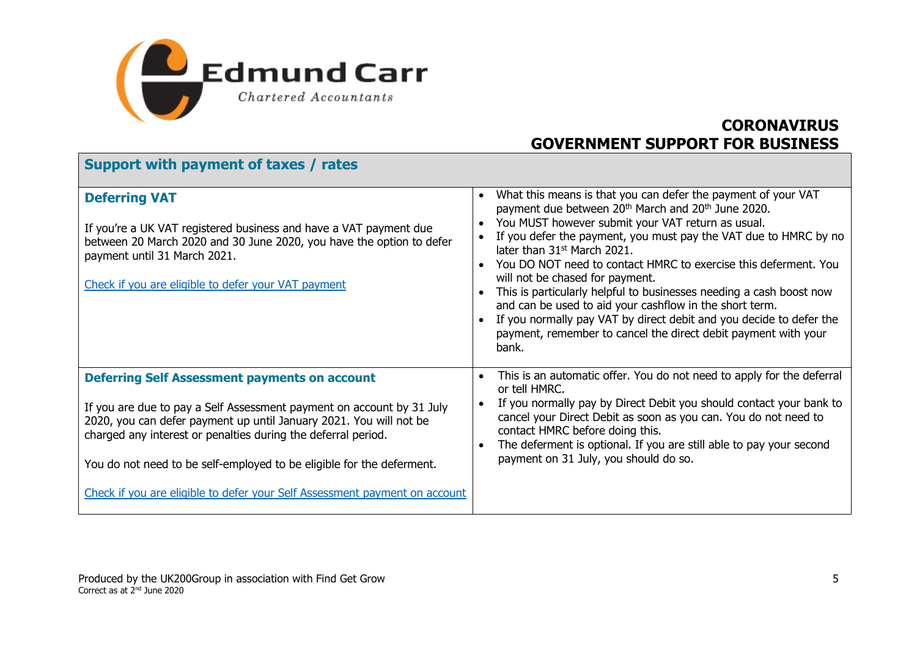# CORONAVIRUS GOVERNMENT SUPPORT FOR BUSINESS

## Support with payment of taxes / rates

| | |
|---|---|
| **Deferring VAT**<br><br>If you're a UK VAT registered business and have a VAT payment due between 20 March 2020 and 30 June 2020, you have the option to defer payment until 31 March 2021.<br><br>[Check if you are eligible to defer your VAT payment]() | • What this means is that you can defer the payment of your VAT payment due between 20th March and 20th June 2020.<br>• You MUST however submit your VAT return as usual.<br>• If you defer the payment, you must pay the VAT due to HMRC by no later than 31st March 2021.<br>• You DO NOT need to contact HMRC to exercise this deferment. You will not be chased for payment.<br>• This is particularly helpful to businesses needing a cash boost now and can be used to aid your cashflow in the short term.<br>• If you normally pay VAT by direct debit and you decide to defer the payment, remember to cancel the direct debit payment with your bank. |
| **Deferring Self Assessment payments on account**<br><br>If you are due to pay a Self Assessment payment on account by 31 July 2020, you can defer payment up until January 2021. You will not be charged any interest or penalties during the deferral period.<br><br>You do not need to be self-employed to be eligible for the deferment.<br><br>[Check if you are eligible to defer your Self Assessment payment on account]() | • This is an automatic offer. You do not need to apply for the deferral or tell HMRC.<br>• If you normally pay by Direct Debit you should contact your bank to cancel your Direct Debit as soon as you can. You do not need to contact HMRC before doing this.<br>• The deferment is optional. If you are still able to pay your second payment on 31 July, you should do so. |

Produced by the UK200Group in association with Find Get Grow
Correct as at 2nd June 2020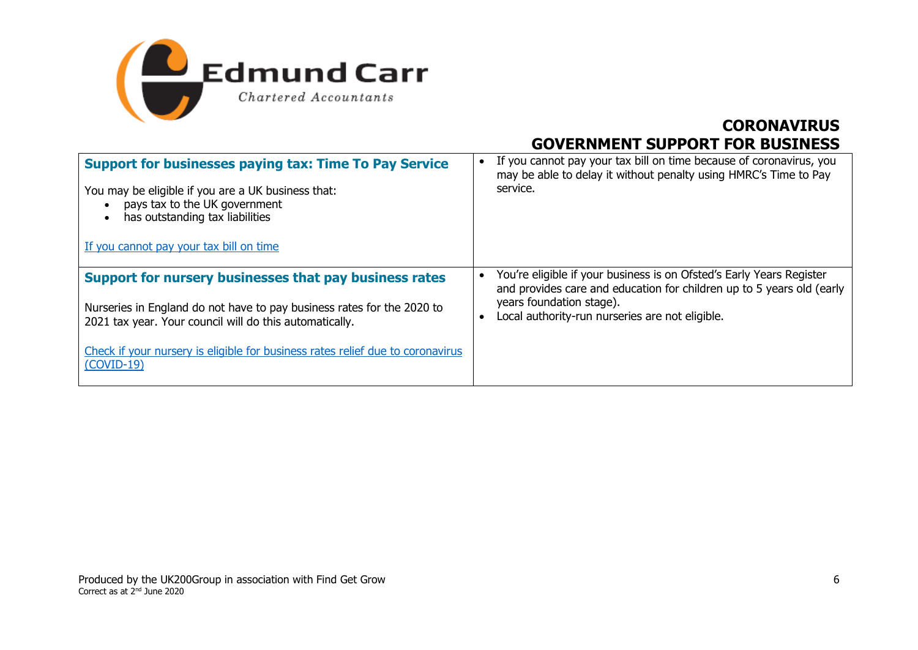**CORONAVIRUS**
**GOVERNMENT SUPPORT FOR BUSINESS**

| | |
|---|---|
| **Support for businesses paying tax: Time To Pay Service**<br><br>You may be eligible if you are a UK business that:<br>• pays tax to the UK government<br>• has outstanding tax liabilities<br><br>If you cannot pay your tax bill on time | • If you cannot pay your tax bill on time because of coronavirus, you may be able to delay it without penalty using HMRC's Time to Pay service. |
| **Support for nursery businesses that pay business rates**<br><br>Nurseries in England do not have to pay business rates for the 2020 to 2021 tax year. Your council will do this automatically.<br><br>Check if your nursery is eligible for business rates relief due to coronavirus (COVID-19) | • You're eligible if your business is on Ofsted's Early Years Register and provides care and education for children up to 5 years old (early years foundation stage).<br>• Local authority-run nurseries are not eligible. |

Produced by the UK200Group in association with Find Get Grow
Correct as at 2nd June 2020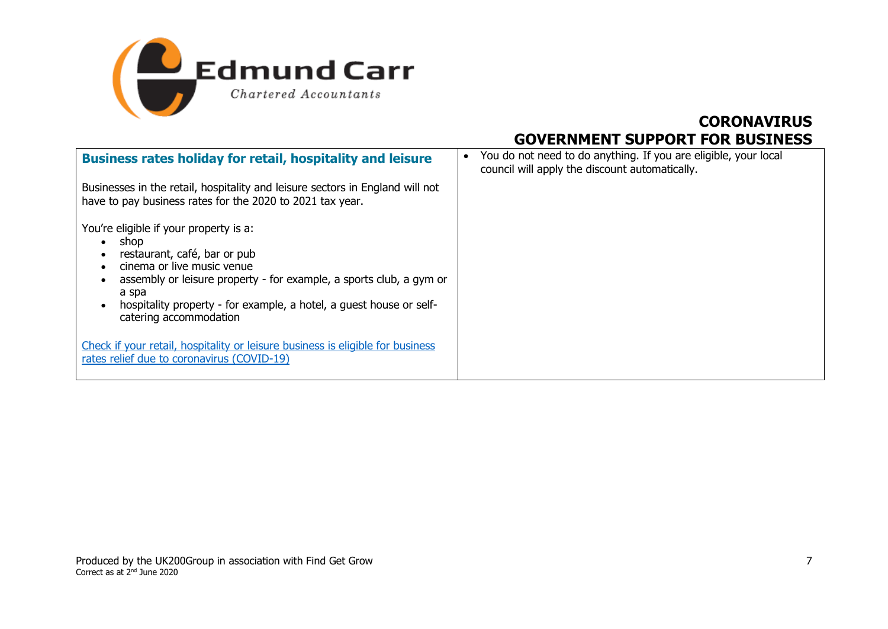# CORONAVIRUS GOVERNMENT SUPPORT FOR BUSINESS

| **Business rates holiday for retail, hospitality and leisure**<br><br>Businesses in the retail, hospitality and leisure sectors in England will not have to pay business rates for the 2020 to 2021 tax year.<br><br>You're eligible if your property is a:<br>• shop<br>• restaurant, café, bar or pub<br>• cinema or live music venue<br>• assembly or leisure property - for example, a sports club, a gym or a spa<br>• hospitality property - for example, a hotel, a guest house or self-catering accommodation<br><br>Check if your retail, hospitality or leisure business is eligible for business rates relief due to coronavirus (COVID-19) | • You do not need to do anything. If you are eligible, your local council will apply the discount automatically. |
|---|---|

Produced by the UK200Group in association with Find Get Grow
Correct as at 2nd June 2020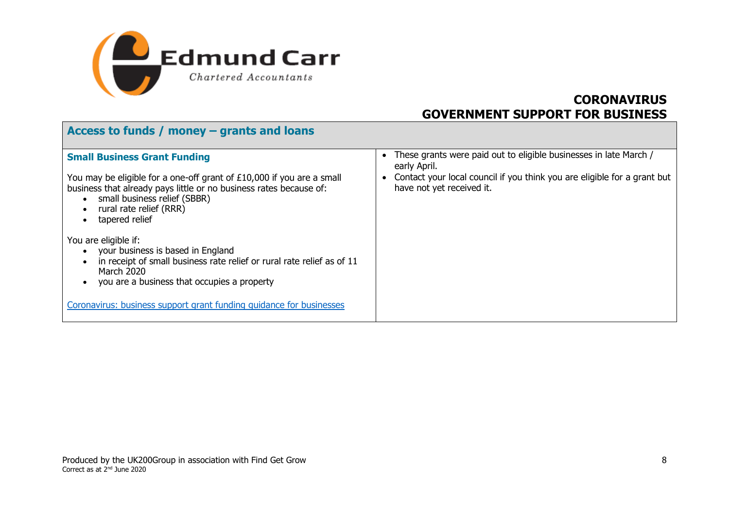# CORONAVIRUS
# GOVERNMENT SUPPORT FOR BUSINESS

## Access to funds / money – grants and loans

| **Small Business Grant Funding**<br><br>You may be eligible for a one-off grant of £10,000 if you are a small business that already pays little or no business rates because of:<br>• small business relief (SBBR)<br>• rural rate relief (RRR)<br>• tapered relief<br><br>You are eligible if:<br>• your business is based in England<br>• in receipt of small business rate relief or rural rate relief as of 11 March 2020<br>• you are a business that occupies a property<br><br>Coronavirus: business support grant funding guidance for businesses | • These grants were paid out to eligible businesses in late March / early April.<br>• Contact your local council if you think you are eligible for a grant but have not yet received it. |
|---|---|

Produced by the UK200Group in association with Find Get Grow
Correct as at 2nd June 2020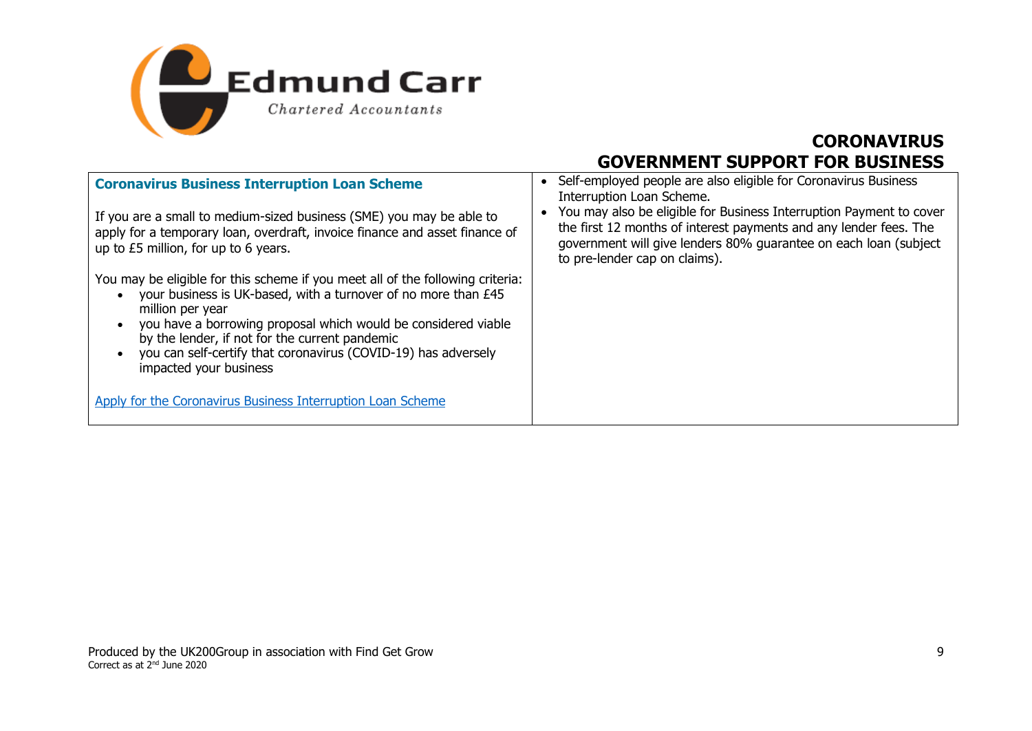# CORONAVIRUS GOVERNMENT SUPPORT FOR BUSINESS

## Coronavirus Business Interruption Loan Scheme

If you are a small to medium-sized business (SME) you may be able to apply for a temporary loan, overdraft, invoice finance and asset finance of up to £5 million, for up to 6 years.

You may be eligible for this scheme if you meet all of the following criteria:

- your business is UK-based, with a turnover of no more than £45 million per year
- you have a borrowing proposal which would be considered viable by the lender, if not for the current pandemic
- you can self-certify that coronavirus (COVID-19) has adversely impacted your business

[Apply for the Coronavirus Business Interruption Loan Scheme]

- Self-employed people are also eligible for Coronavirus Business Interruption Loan Scheme.
- You may also be eligible for Business Interruption Payment to cover the first 12 months of interest payments and any lender fees. The government will give lenders 80% guarantee on each loan (subject to pre-lender cap on claims).

Produced by the UK200Group in association with Find Get Grow
Correct as at 2nd June 2020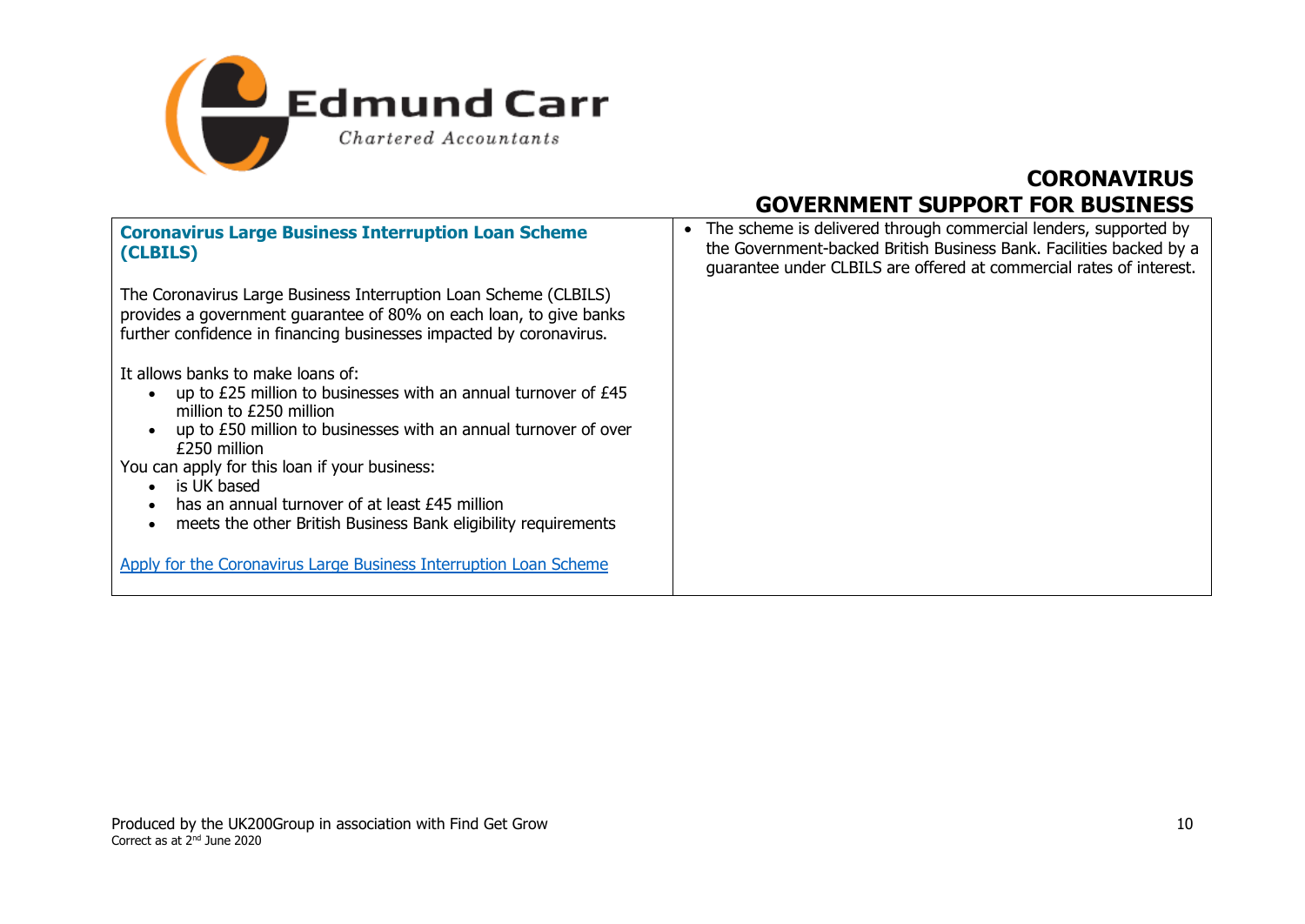## Coronavirus Large Business Interruption Loan Scheme (CLBILS)

The Coronavirus Large Business Interruption Loan Scheme (CLBILS) provides a government guarantee of 80% on each loan, to give banks further confidence in financing businesses impacted by coronavirus.

It allows banks to make loans of:

- up to £25 million to businesses with an annual turnover of £45 million to £250 million
- up to £50 million to businesses with an annual turnover of over £250 million

You can apply for this loan if your business:

- is UK based
- has an annual turnover of at least £45 million
- meets the other British Business Bank eligibility requirements

Apply for the Coronavirus Large Business Interruption Loan Scheme

- The scheme is delivered through commercial lenders, supported by the Government-backed British Business Bank. Facilities backed by a guarantee under CLBILS are offered at commercial rates of interest.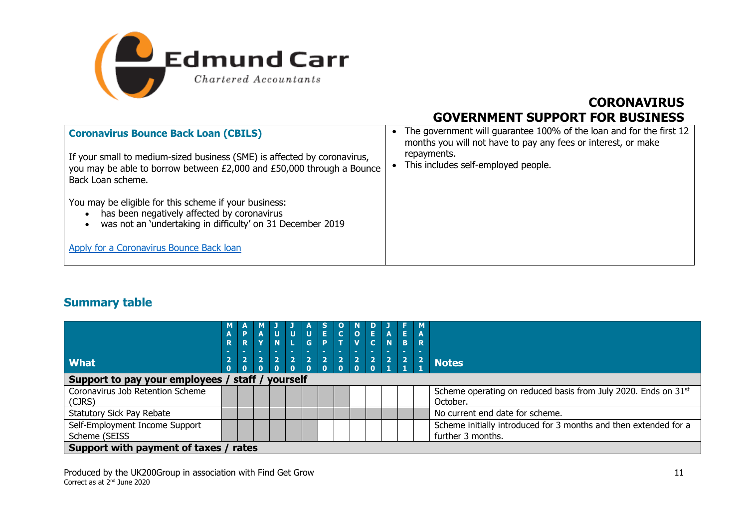**CORONAVIRUS GOVERNMENT SUPPORT FOR BUSINESS**

| **Coronavirus Bounce Back Loan (CBILS)**<br><br>If your small to medium-sized business (SME) is affected by coronavirus, you may be able to borrow between £2,000 and £50,000 through a Bounce Back Loan scheme.<br><br>You may be eligible for this scheme if your business:<br>• has been negatively affected by coronavirus<br>• was not an 'undertaking in difficulty' on 31 December 2019<br><br>[Apply for a Coronavirus Bounce Back loan]() | • The government will guarantee 100% of the loan and for the first 12 months you will not have to pay any fees or interest, or make repayments.<br>• This includes self-employed people. |
|---|---|

## Summary table

| What | MAR-20 | APR-20 | MAY-20 | JUN-20 | JUL-20 | AUG-20 | SEP-20 | OCT-20 | NOV-20 | DEC-20 | JAN-21 | FEB-21 | MAR-21 | Notes |
|---|---|---|---|---|---|---|---|---|---|---|---|---|---|---|
| **Support to pay your employees / staff / yourself** | | | | | | | | | | | | | | |
| Coronavirus Job Retention Scheme (CJRS) | ■ | ■ | ■ | ■ | ■ | ■ | ■ | ■ | | | | | | Scheme operating on reduced basis from July 2020. Ends on 31st October. |
| Statutory Sick Pay Rebate | ■ | ■ | ■ | ■ | ■ | ■ | ■ | ■ | ■ | ■ | ■ | ■ | ■ | No current end date for scheme. |
| Self-Employment Income Support Scheme (SEISS | ■ | ■ | ■ | ■ | ■ | ■ | | | | | | | | Scheme initially introduced for 3 months and then extended for a further 3 months. |
| **Support with payment of taxes / rates** | | | | | | | | | | | | | | |

Produced by the UK200Group in association with Find Get Grow
Correct as at 2nd June 2020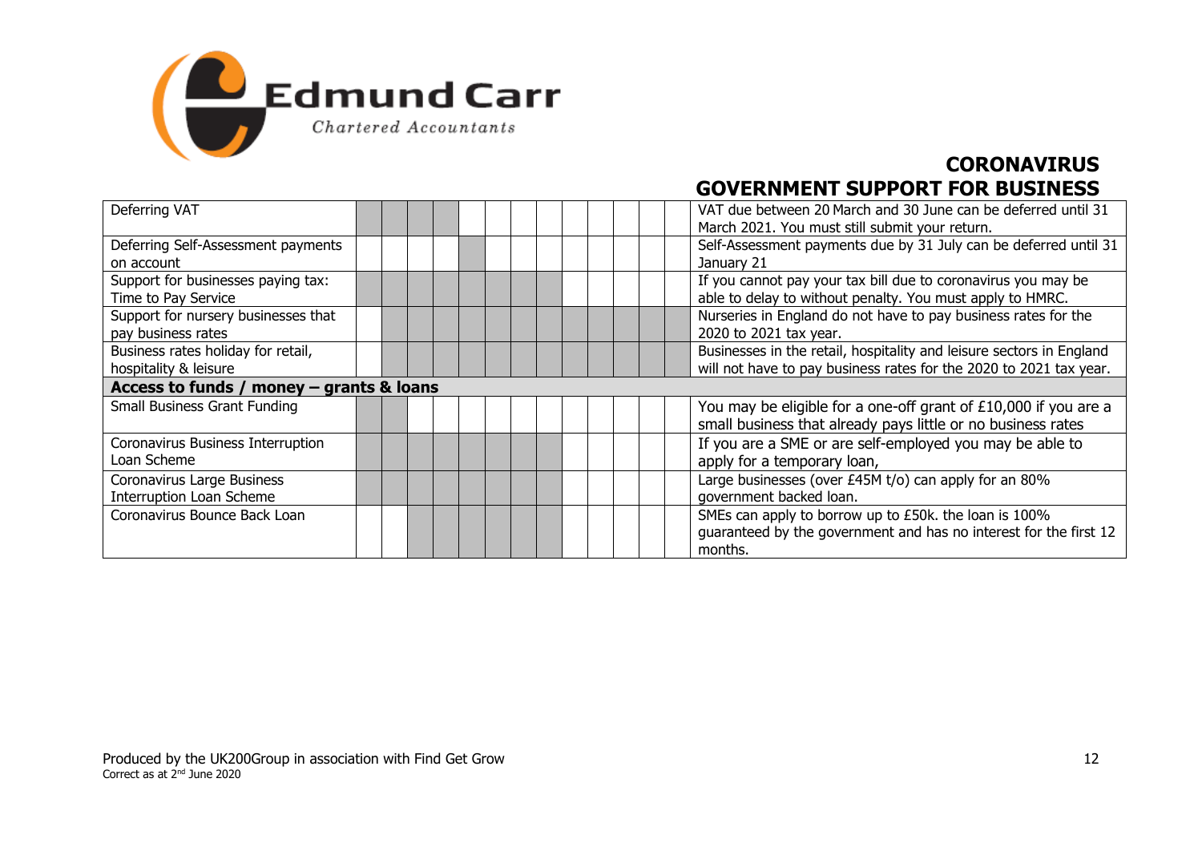| | |
|---|---|
| Deferring VAT | VAT due between 20 March and 30 June can be deferred until 31 March 2021. You must still submit your return. |
| Deferring Self-Assessment payments on account | Self-Assessment payments due by 31 July can be deferred until 31 January 21 |
| Support for businesses paying tax: Time to Pay Service | If you cannot pay your tax bill due to coronavirus you may be able to delay to without penalty. You must apply to HMRC. |
| Support for nursery businesses that pay business rates | Nurseries in England do not have to pay business rates for the 2020 to 2021 tax year. |
| Business rates holiday for retail, hospitality & leisure | Businesses in the retail, hospitality and leisure sectors in England will not have to pay business rates for the 2020 to 2021 tax year. |
| **Access to funds / money – grants & loans** | |
| Small Business Grant Funding | You may be eligible for a one-off grant of £10,000 if you are a small business that already pays little or no business rates |
| Coronavirus Business Interruption Loan Scheme | If you are a SME or are self-employed you may be able to apply for a temporary loan, |
| Coronavirus Large Business Interruption Loan Scheme | Large businesses (over £45M t/o) can apply for an 80% government backed loan. |
| Coronavirus Bounce Back Loan | SMEs can apply to borrow up to £50k. the loan is 100% guaranteed by the government and has no interest for the first 12 months. |